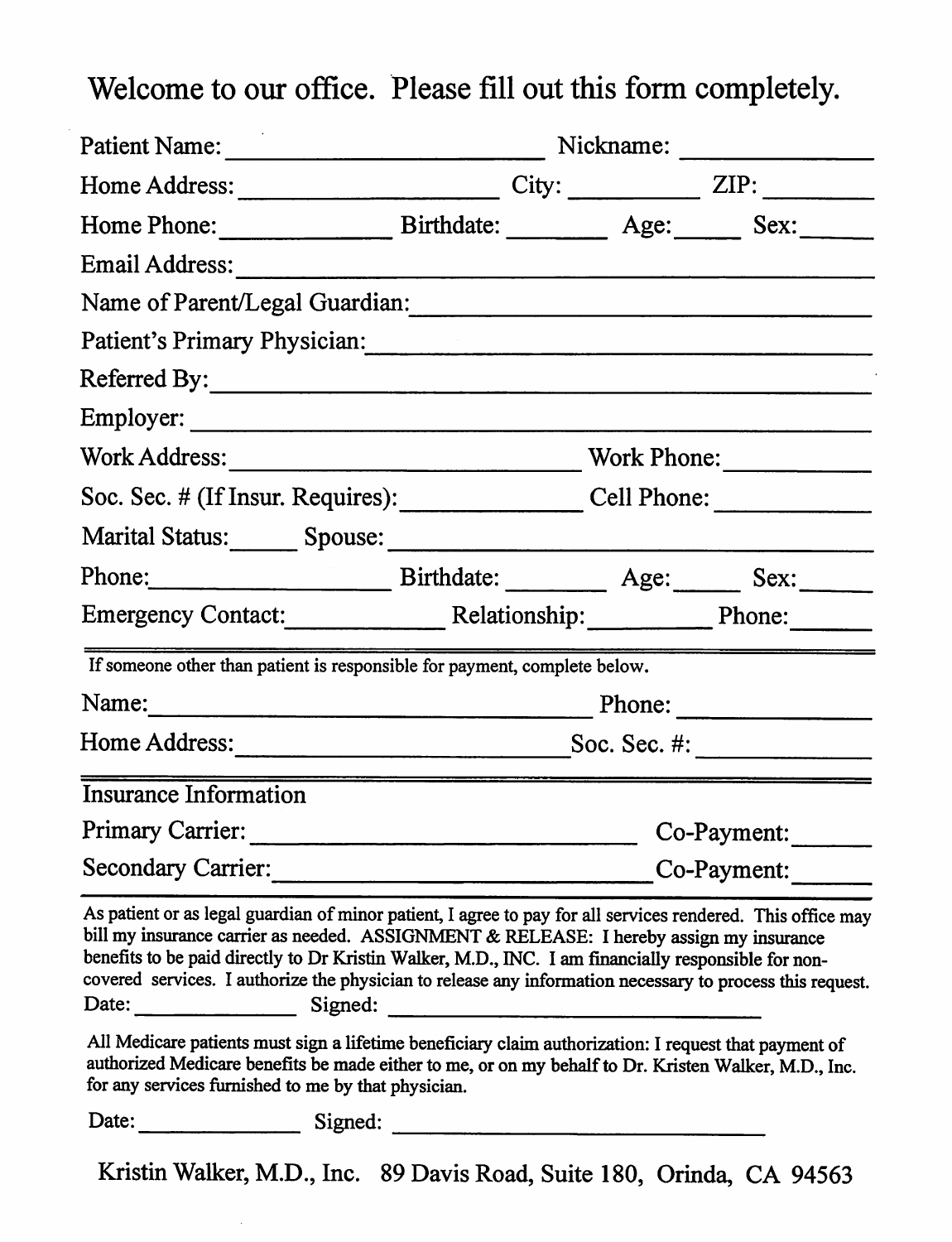# Welcome to our office. Please fill out this form completely.

Patient Name: ________________________ Nickname: ______________

Home Address: ____________________ City: __________ ZIP: _________

Home Phone: _____________ Birthdate: ________ Age: _____ Sex: ______

Email Address: ________________________________________________

Name of Parent/Legal Guardian: ____________________________________

Patient's Primary Physician: _______________________________________

Referred By: ___________________________________________________

Employer: _____________________________________________________

Work Address: ___________________________ Work Phone: ___________

Soc. Sec. # (If Insur. Requires): ______________ Cell Phone: ____________

Marital Status: ______ Spouse: ____________________________________

Phone: __________________ Birthdate: ________ Age: _____ Sex: ______

Emergency Contact: _____________ Relationship: __________ Phone: ______

---

If someone other than patient is responsible for payment, complete below.

Name: __________________________________ Phone: _______________

Home Address: __________________________ Soc. Sec. #: _____________

---

## Insurance Information

Primary Carrier: ________________________________ Co-Payment: ______

Secondary Carrier: ______________________________ Co-Payment: ______

---

As patient or as legal guardian of minor patient, I agree to pay for all services rendered. This office may bill my insurance carrier as needed. ASSIGNMENT & RELEASE: I hereby assign my insurance benefits to be paid directly to Dr Kristin Walker, M.D., INC. I am financially responsible for non-covered services. I authorize the physician to release any information necessary to process this request.

Date: ______________ Signed: ________________________________

All Medicare patients must sign a lifetime beneficiary claim authorization: I request that payment of authorized Medicare benefits be made either to me, or on my behalf to Dr. Kristen Walker, M.D., Inc. for any services furnished to me by that physician.

Date: ______________ Signed: ________________________________

Kristin Walker, M.D., Inc. 89 Davis Road, Suite 180, Orinda, CA 94563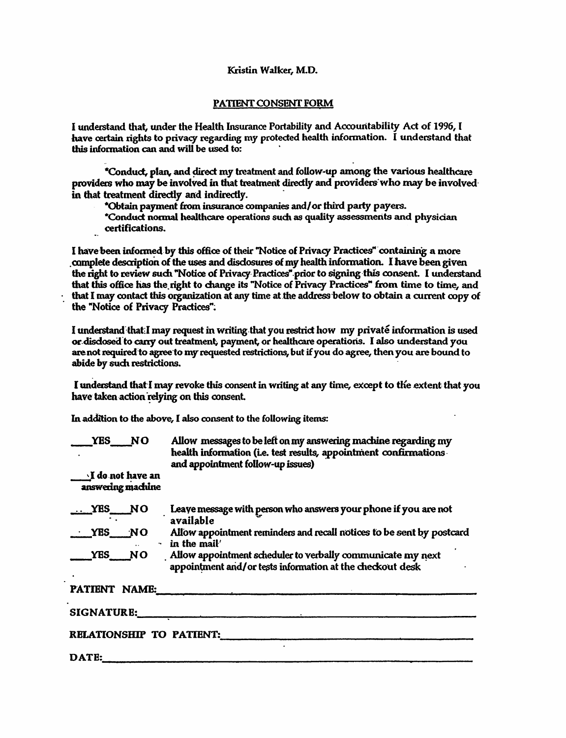Kristin Walker, M.D.

## PATIENT CONSENT FORM

I understand that, under the Health Insurance Portability and Accountability Act of 1996, I have certain rights to privacy regarding my protected health information. I understand that this information can and will be used to:

*Conduct, plan, and direct my treatment and follow-up among the various healthcare providers who may be involved in that treatment directly and providers who may be involved in that treatment directly and indirectly.
*Obtain payment from insurance companies and/or third party payers.
*Conduct normal healthcare operations such as quality assessments and physician certifications.

I have been informed by this office of their "Notice of Privacy Practices" containing a more complete description of the uses and disclosures of my health information. I have been given the right to review such "Notice of Privacy Practices" prior to signing this consent. I understand that this office has the right to change its "Notice of Privacy Practices" from time to time, and that I may contact this organization at any time at the address below to obtain a current copy of the "Notice of Privacy Practices".

I understand that I may request in writing that you restrict how my privaté information is used or disclosed to carry out treatment, payment, or healthcare operations. I also understand you are not required to agree to my requested restrictions, but if you do agree, then you are bound to abide by such restrictions.

I understand that I may revoke this consent in writing at any time, except to the extent that you have taken action relying on this consent.

In addition to the above, I also consent to the following items:

____YES____NO Allow messages to be left on my answering machine regarding my health information (i.e. test results, appointment confirmations and appointment follow-up issues)

____I do not have an answering machine

____YES____NO Leave message with person who answers your phone if you are not available

____YES____NO Allow appointment reminders and recall notices to be sent by postcard in the mail

____YES____NO Allow appointment scheduler to verbally communicate my next appointment and/or tests information at the checkout desk

PATIENT NAME:____________________________________________

SIGNATURE:____________________________________________

RELATIONSHIP TO PATIENT:____________________________________________

DATE:____________________________________________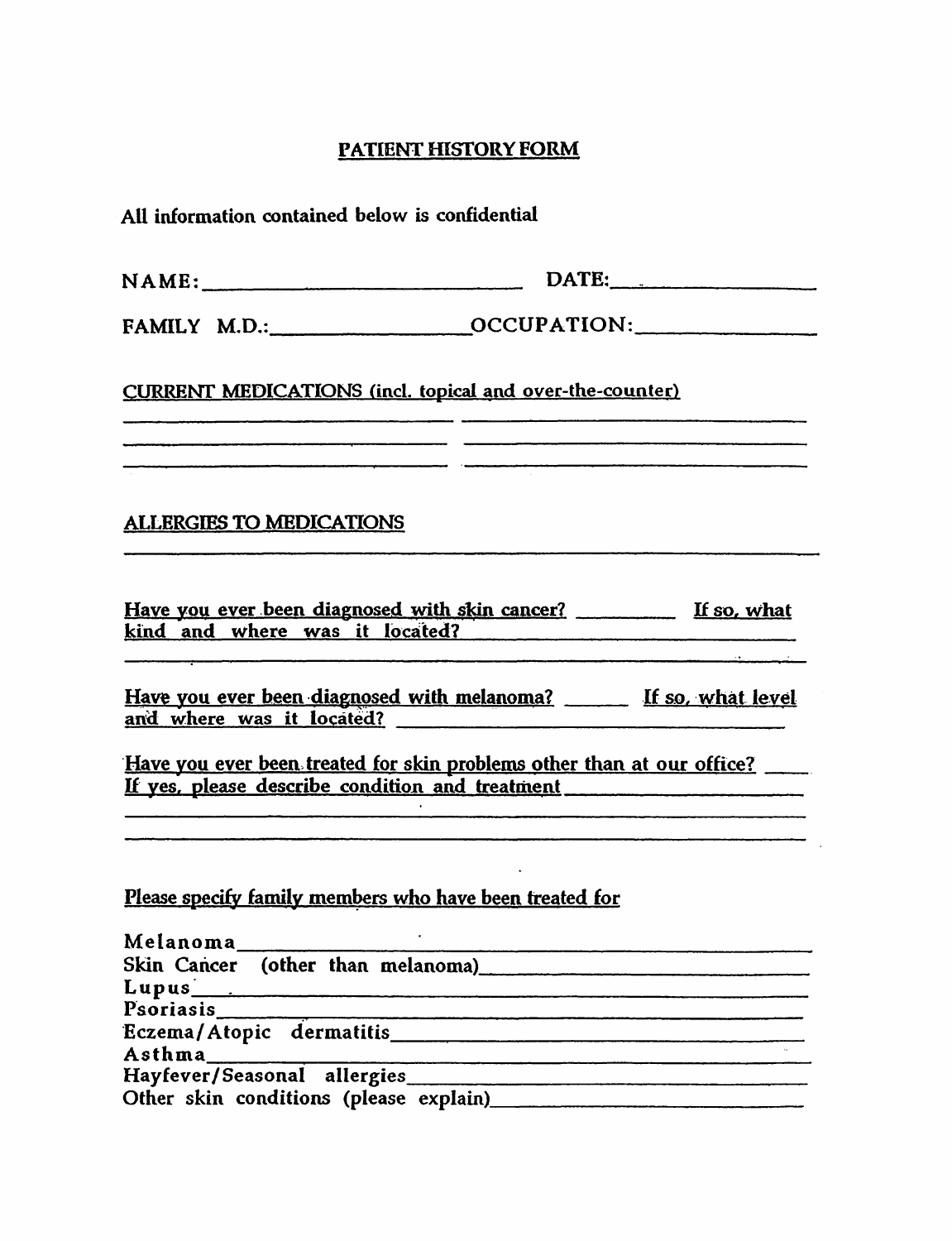# PATIENT HISTORY FORM

All information contained below is confidential

NAME: ______________________________ DATE: ____________________

FAMILY M.D.: __________________ OCCUPATION: ________________

CURRENT MEDICATIONS (incl. topical and over-the-counter)

______________________________ ______________________________

______________________________ ______________________________

______________________________ ______________________________

ALLERGIES TO MEDICATIONS

____________________________________________________________

Have you ever been diagnosed with skin cancer? __________ If so, what kind and where was it located? ____________________________

____________________________________________________________

Have you ever been diagnosed with melanoma? ______ If so, what level and where was it located? ______________________________

Have you ever been treated for skin problems other than at our office? _____ If yes, please describe condition and treatment ____________________

____________________________________________________________

____________________________________________________________

Please specify family members who have been treated for

Melanoma ____________________________________________________

Skin Cancer (other than melanoma) ____________________________

Lupus ______________________________________________________

Psoriasis ____________________________________________________

Eczema/Atopic dermatitis ______________________________________

Asthma ______________________________________________________

Hayfever/Seasonal allergies ____________________________________

Other skin conditions (please explain) __________________________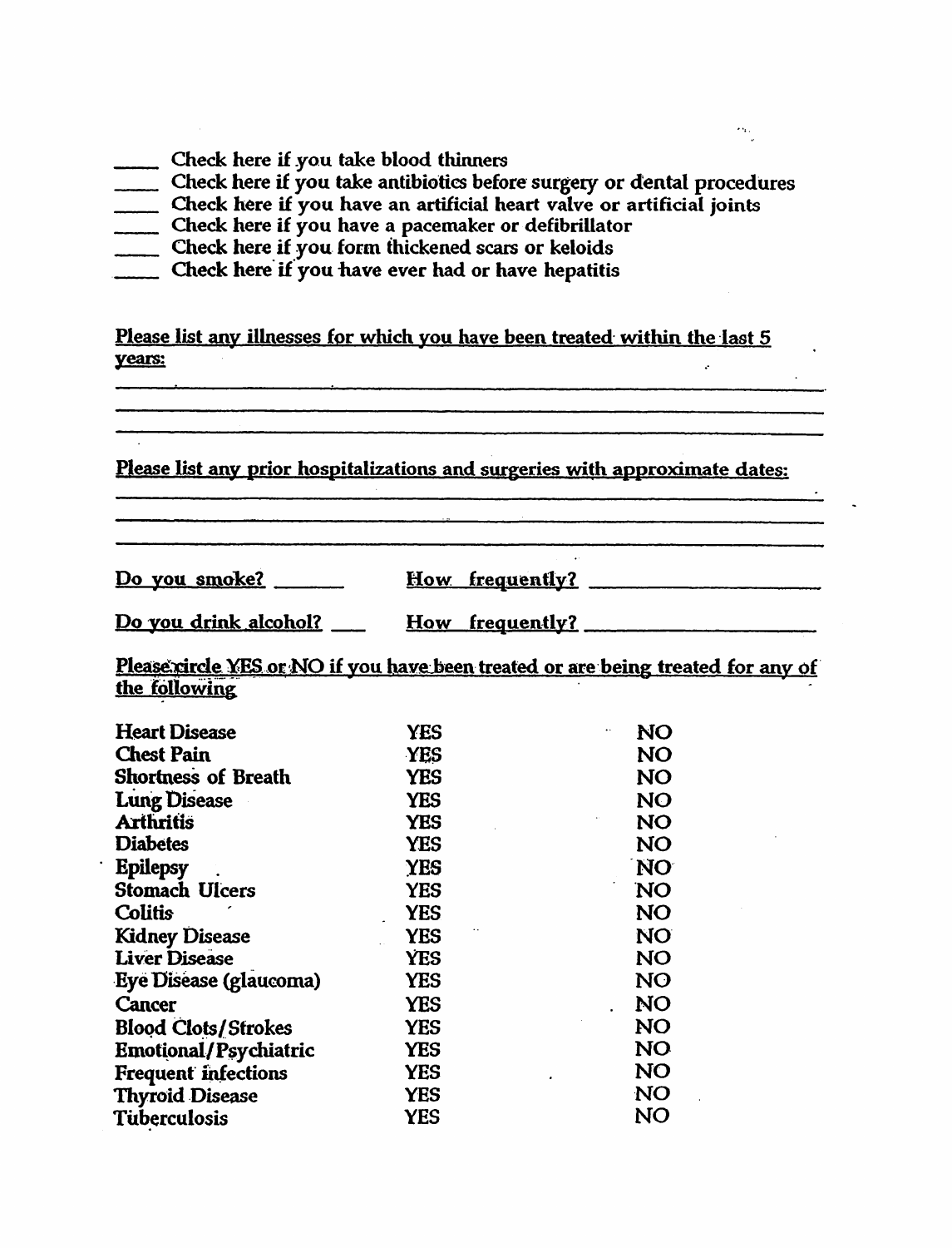____ Check here if you take blood thinners
____ Check here if you take antibiotics before surgery or dental procedures
____ Check here if you have an artificial heart valve or artificial joints
____ Check here if you have a pacemaker or defibrillator
____ Check here if you form thickened scars or keloids
____ Check here if you have ever had or have hepatitis

Please list any illnesses for which you have been treated within the last 5 years:

______________________________________________________________________
______________________________________________________________________
______________________________________________________________________

Please list any prior hospitalizations and surgeries with approximate dates:

______________________________________________________________________
______________________________________________________________________
______________________________________________________________________

Do you smoke? ______ How frequently? ____________________

Do you drink alcohol? ___ How frequently? ____________________

Please circle YES or NO if you have been treated or are being treated for any of the following

| | | |
|---|---|---|
| Heart Disease | YES | NO |
| Chest Pain | YES | NO |
| Shortness of Breath | YES | NO |
| Lung Disease | YES | NO |
| Arthritis | YES | NO |
| Diabetes | YES | NO |
| Epilepsy | YES | NO |
| Stomach Ulcers | YES | NO |
| Colitis | YES | NO |
| Kidney Disease | YES | NO |
| Liver Disease | YES | NO |
| Eye Disease (glaucoma) | YES | NO |
| Cancer | YES | NO |
| Blood Clots/Strokes | YES | NO |
| Emotional/Psychiatric | YES | NO |
| Frequent infections | YES | NO |
| Thyroid Disease | YES | NO |
| Tuberculosis | YES | NO |